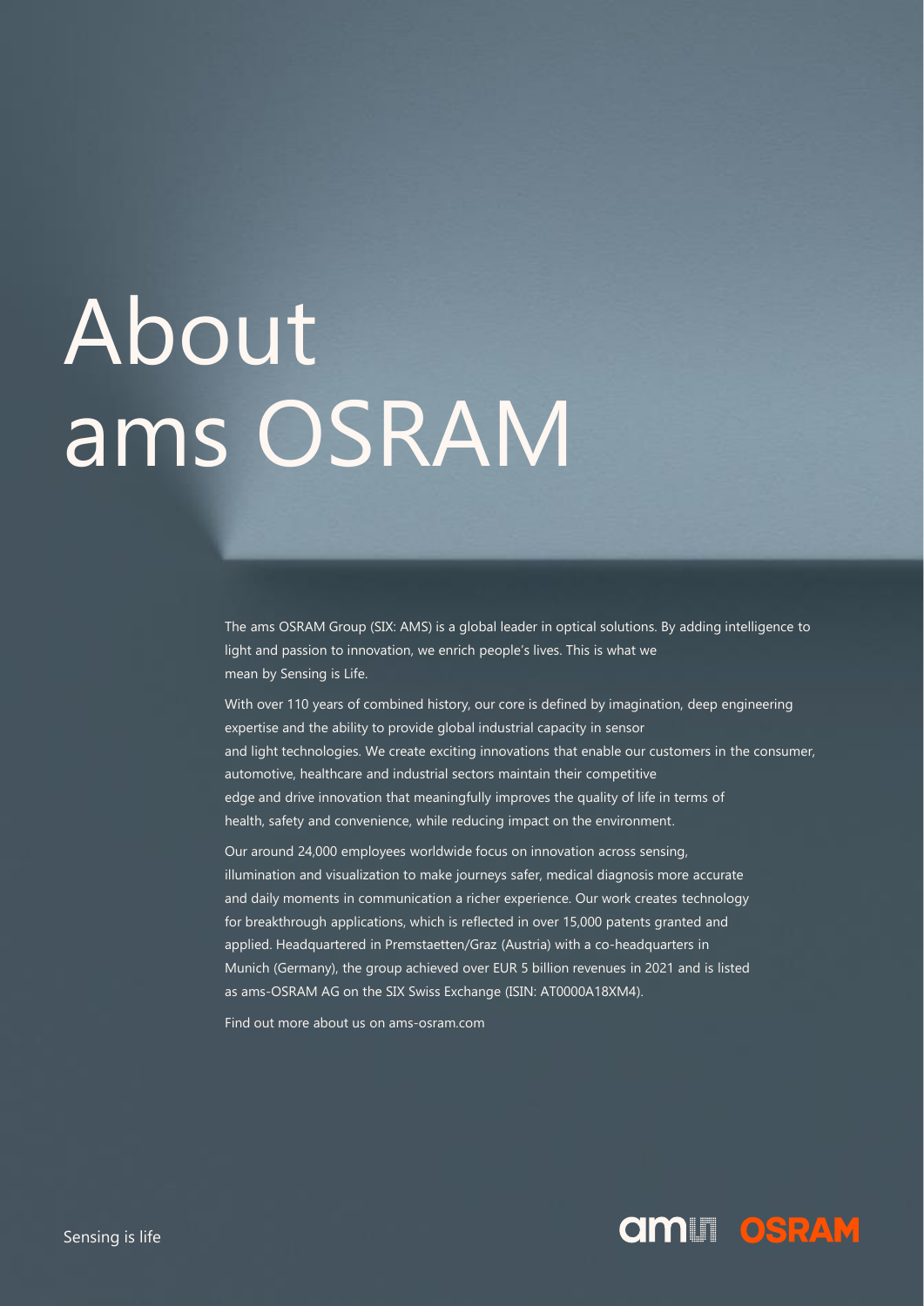# About ams OSRAM

The ams OSRAM Group (SIX: AMS) is a global leader in optical solutions. By adding intelligence to light and passion to innovation, we enrich people's lives. This is what we mean by Sensing is Life.

With over 110 years of combined history, our core is defined by imagination, deep engineering expertise and the ability to provide global industrial capacity in sensor and light technologies. We create exciting innovations that enable our customers in the consumer, automotive, healthcare and industrial sectors maintain their competitive edge and drive innovation that meaningfully improves the quality of life in terms of health, safety and convenience, while reducing impact on the environment.

Our around 24,000 employees worldwide focus on innovation across sensing, illumination and visualization to make journeys safer, medical diagnosis more accurate and daily moments in communication a richer experience. Our work creates technology for breakthrough applications, which is reflected in over 15,000 patents granted and applied. Headquartered in Premstaetten/Graz (Austria) with a co-headquarters in Munich (Germany), the group achieved over EUR 5 billion revenues in 2021 and is listed as ams-OSRAM AG on the SIX Swiss Exchange (ISIN: AT0000A18XM4).

Find out more about us on ams-osram.com

Sensing is life

ams OSRAM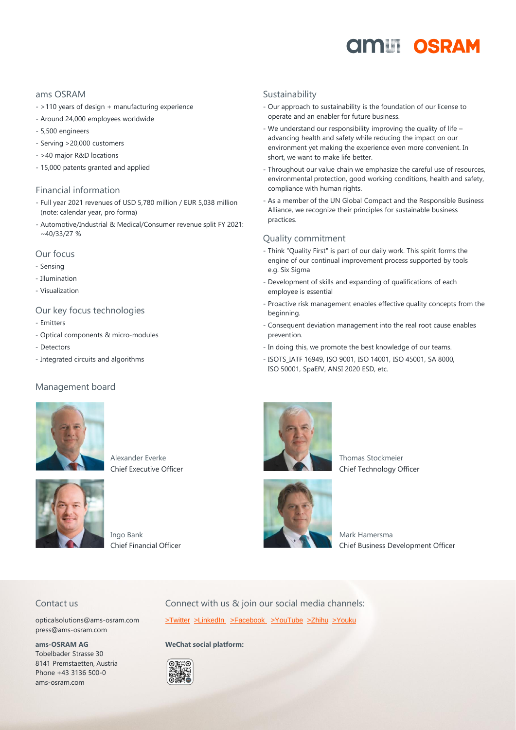## ams OSRAM

- >110 years of design + manufacturing experience
- Around 24,000 employees worldwide
- 5,500 engineers
- Serving >20,000 customers
- >40 major R&D locations
- 15,000 patents granted and applied

## Financial information

- Full year 2021 revenues of USD 5,780 million / EUR 5,038 million (note: calendar year, pro forma)
- Automotive/Industrial & Medical/Consumer revenue split FY 2021: ~40/33/27 %

## Our focus

- Sensing
- Illumination
- Visualization

## Our key focus technologies

- Emitters
- Optical components & micro-modules
- Detectors
- Integrated circuits and algorithms

## Sustainability

- Our approach to sustainability is the foundation of our license to operate and an enabler for future business.
- We understand our responsibility improving the quality of life – advancing health and safety while reducing the impact on our environment yet making the experience even more convenient. In short, we want to make life better.
- Throughout our value chain we emphasize the careful use of resources, environmental protection, good working conditions, health and safety, compliance with human rights.
- As a member of the UN Global Compact and the Responsible Business Alliance, we recognize their principles for sustainable business practices.

## Quality commitment

- Think "Quality First" is part of our daily work. This spirit forms the engine of our continual improvement process supported by tools e.g. Six Sigma
- Development of skills and expanding of qualifications of each employee is essential
- Proactive risk management enables effective quality concepts from the beginning.
- Consequent deviation management into the real root cause enables prevention.
- In doing this, we promote the best knowledge of our teams.
- ISOTS_IATF 16949, ISO 9001, ISO 14001, ISO 45001, SA 8000, ISO 50001, SpaEfV, ANSI 2020 ESD, etc.

## Management board

Alexander Everke
Chief Executive Officer

Thomas Stockmeier
Chief Technology Officer

Ingo Bank
Chief Financial Officer

Mark Hamersma
Chief Business Development Officer

## Contact us

opticalsolutions@ams-osram.com
press@ams-osram.com

**ams-OSRAM AG**
Tobelbader Strasse 30
8141 Premstaetten, Austria
Phone +43 3136 500-0
ams-osram.com

## Connect with us & join our social media channels:

>Twitter >LinkedIn >Facebook >YouTube >Zhihu >Youku

**WeChat social platform:**